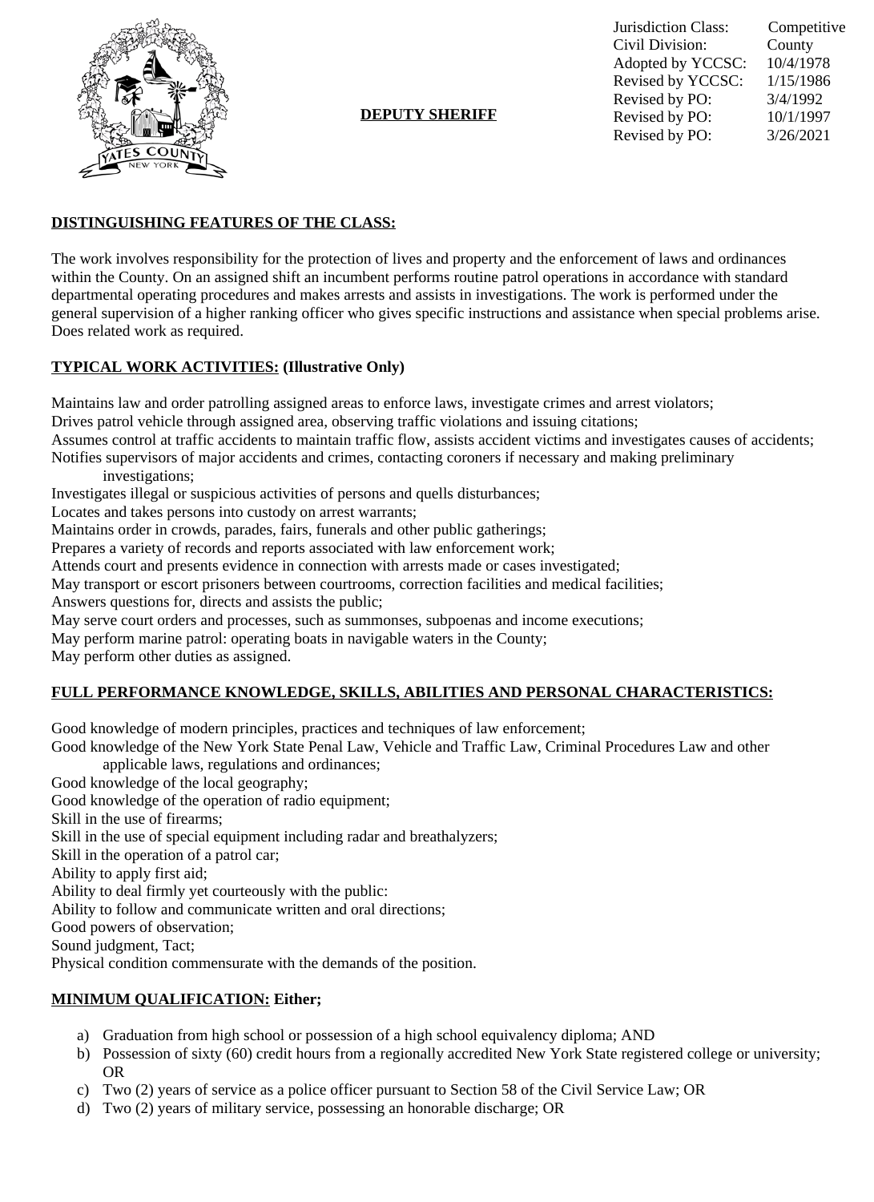| | |
|---|---|
| Jurisdiction Class: | Competitive |
| Civil Division: | County |
| Adopted by YCCSC: | 10/4/1978 |
| Revised by YCCSC: | 1/15/1986 |
| Revised by PO: | 3/4/1992 |
| Revised by PO: | 10/1/1997 |
| Revised by PO: | 3/26/2021 |

# DEPUTY SHERIFF

## DISTINGUISHING FEATURES OF THE CLASS:

The work involves responsibility for the protection of lives and property and the enforcement of laws and ordinances within the County. On an assigned shift an incumbent performs routine patrol operations in accordance with standard departmental operating procedures and makes arrests and assists in investigations. The work is performed under the general supervision of a higher ranking officer who gives specific instructions and assistance when special problems arise. Does related work as required.

## TYPICAL WORK ACTIVITIES: (Illustrative Only)

Maintains law and order patrolling assigned areas to enforce laws, investigate crimes and arrest violators;
Drives patrol vehicle through assigned area, observing traffic violations and issuing citations;
Assumes control at traffic accidents to maintain traffic flow, assists accident victims and investigates causes of accidents;
Notifies supervisors of major accidents and crimes, contacting coroners if necessary and making preliminary investigations;
Investigates illegal or suspicious activities of persons and quells disturbances;
Locates and takes persons into custody on arrest warrants;
Maintains order in crowds, parades, fairs, funerals and other public gatherings;
Prepares a variety of records and reports associated with law enforcement work;
Attends court and presents evidence in connection with arrests made or cases investigated;
May transport or escort prisoners between courtrooms, correction facilities and medical facilities;
Answers questions for, directs and assists the public;
May serve court orders and processes, such as summonses, subpoenas and income executions;
May perform marine patrol: operating boats in navigable waters in the County;
May perform other duties as assigned.

## FULL PERFORMANCE KNOWLEDGE, SKILLS, ABILITIES AND PERSONAL CHARACTERISTICS:

Good knowledge of modern principles, practices and techniques of law enforcement;
Good knowledge of the New York State Penal Law, Vehicle and Traffic Law, Criminal Procedures Law and other applicable laws, regulations and ordinances;
Good knowledge of the local geography;
Good knowledge of the operation of radio equipment;
Skill in the use of firearms;
Skill in the use of special equipment including radar and breathalyzers;
Skill in the operation of a patrol car;
Ability to apply first aid;
Ability to deal firmly yet courteously with the public:
Ability to follow and communicate written and oral directions;
Good powers of observation;
Sound judgment, Tact;
Physical condition commensurate with the demands of the position.

## MINIMUM QUALIFICATION: Either;

a) Graduation from high school or possession of a high school equivalency diploma; AND
b) Possession of sixty (60) credit hours from a regionally accredited New York State registered college or university; OR
c) Two (2) years of service as a police officer pursuant to Section 58 of the Civil Service Law; OR
d) Two (2) years of military service, possessing an honorable discharge; OR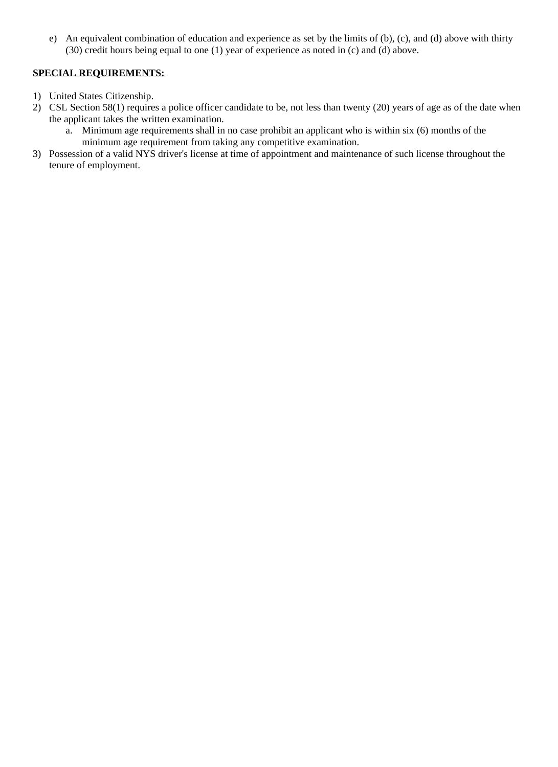e) An equivalent combination of education and experience as set by the limits of (b), (c), and (d) above with thirty (30) credit hours being equal to one (1) year of experience as noted in (c) and (d) above.

**SPECIAL REQUIREMENTS:**

1) United States Citizenship.
2) CSL Section 58(1) requires a police officer candidate to be, not less than twenty (20) years of age as of the date when the applicant takes the written examination.
   a. Minimum age requirements shall in no case prohibit an applicant who is within six (6) months of the minimum age requirement from taking any competitive examination.
3) Possession of a valid NYS driver's license at time of appointment and maintenance of such license throughout the tenure of employment.